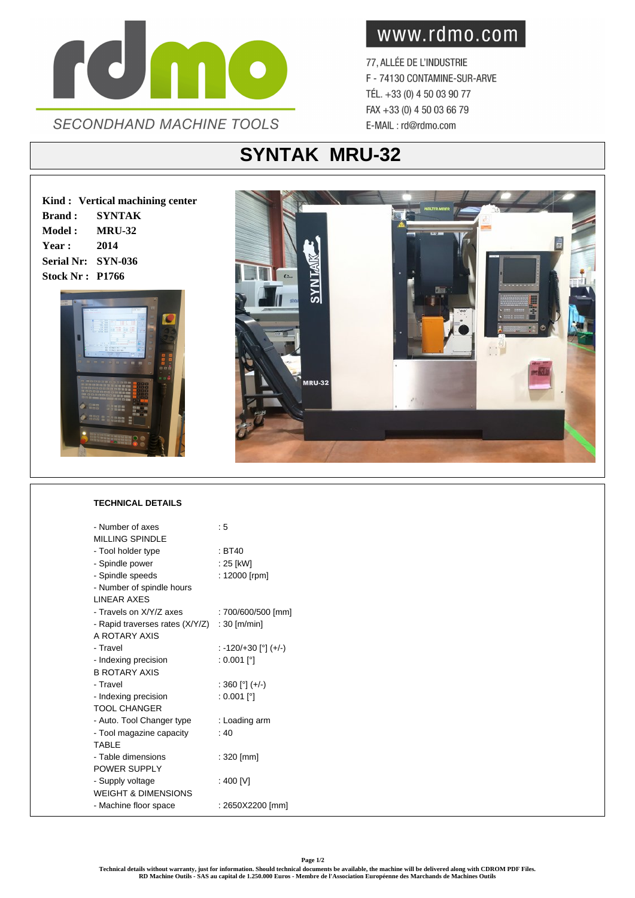rdmo

SECONDHAND MACHINE TOOLS

www.rdmo.com

77, ALLÉE DE L'INDUSTRIE
F - 74130 CONTAMINE-SUR-ARVE
TÉL. +33 (0) 4 50 03 90 77
FAX +33 (0) 4 50 03 66 79
E-MAIL : rd@rdmo.com

# SYNTAK MRU-32

**Kind :** **Vertical machining center**
**Brand :** **SYNTAK**
**Model :** **MRU-32**
**Year :** **2014**
**Serial Nr:** **SYN-036**
**Stock Nr :** **P1766**

## TECHNICAL DETAILS

| | |
|---|---|
| - Number of axes | : 5 |
| MILLING SPINDLE | |
| - Tool holder type | : BT40 |
| - Spindle power | : 25 [kW] |
| - Spindle speeds | : 12000 [rpm] |
| - Number of spindle hours | |
| LINEAR AXES | |
| - Travels on X/Y/Z axes | : 700/600/500 [mm] |
| - Rapid traverses rates (X/Y/Z) | : 30 [m/min] |
| A ROTARY AXIS | |
| - Travel | : -120/+30 [°] (+/-) |
| - Indexing precision | : 0.001 [°] |
| B ROTARY AXIS | |
| - Travel | : 360 [°] (+/-) |
| - Indexing precision | : 0.001 [°] |
| TOOL CHANGER | |
| - Auto. Tool Changer type | : Loading arm |
| - Tool magazine capacity | : 40 |
| TABLE | |
| - Table dimensions | : 320 [mm] |
| POWER SUPPLY | |
| - Supply voltage | : 400 [V] |
| WEIGHT & DIMENSIONS | |
| - Machine floor space | : 2650X2200 [mm] |

**Technical details without warranty, just for information. Should technical documents be available, the machine will be delivered along with CDROM PDF Files.**
**RD Machine Outils - SAS au capital de 1.250.000 Euros - Membre de l'Association Européenne des Marchands de Machines Outils**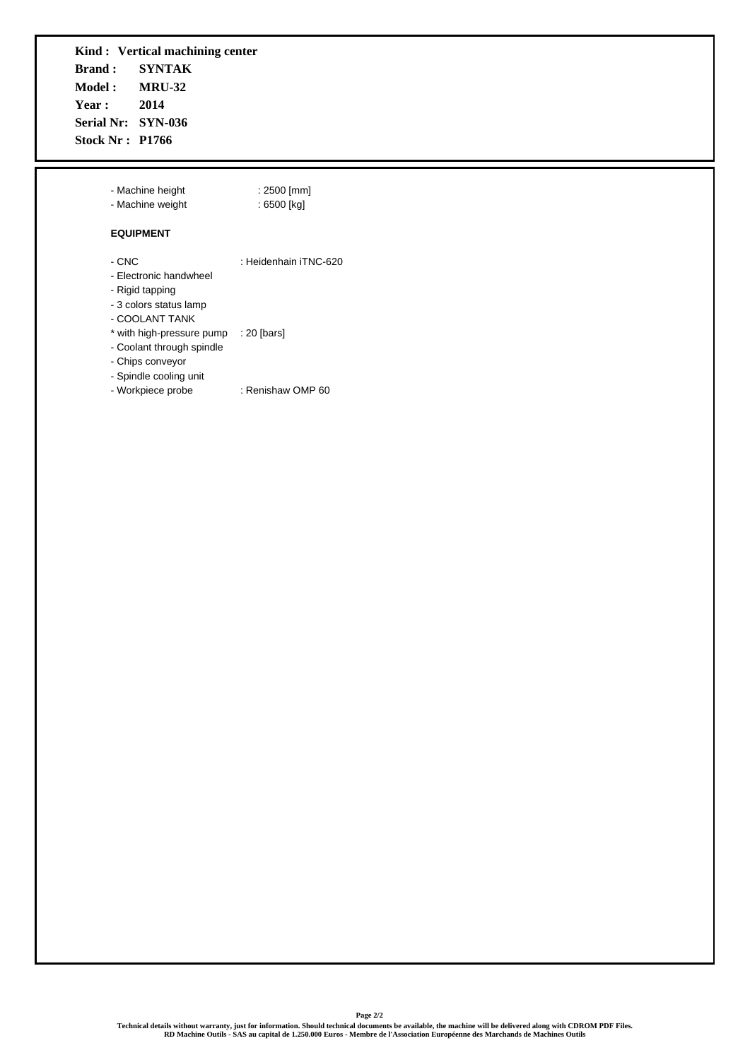**Kind : Vertical machining center**
**Brand : SYNTAK**
**Model : MRU-32**
**Year : 2014**
**Serial Nr: SYN-036**
**Stock Nr : P1766**

- Machine height : 2500 [mm]
- Machine weight : 6500 [kg]

**EQUIPMENT**

- CNC : Heidenhain iTNC-620
- Electronic handwheel
- Rigid tapping
- 3 colors status lamp
- COOLANT TANK

* with high-pressure pump : 20 [bars]

- Coolant through spindle
- Chips conveyor
- Spindle cooling unit
- Workpiece probe : Renishaw OMP 60

Technical details without warranty, just for information. Should technical documents be available, the machine will be delivered along with CDROM PDF Files.
RD Machine Outils - SAS au capital de 1.250.000 Euros - Membre de l'Association Européenne des Marchands de Machines Outils